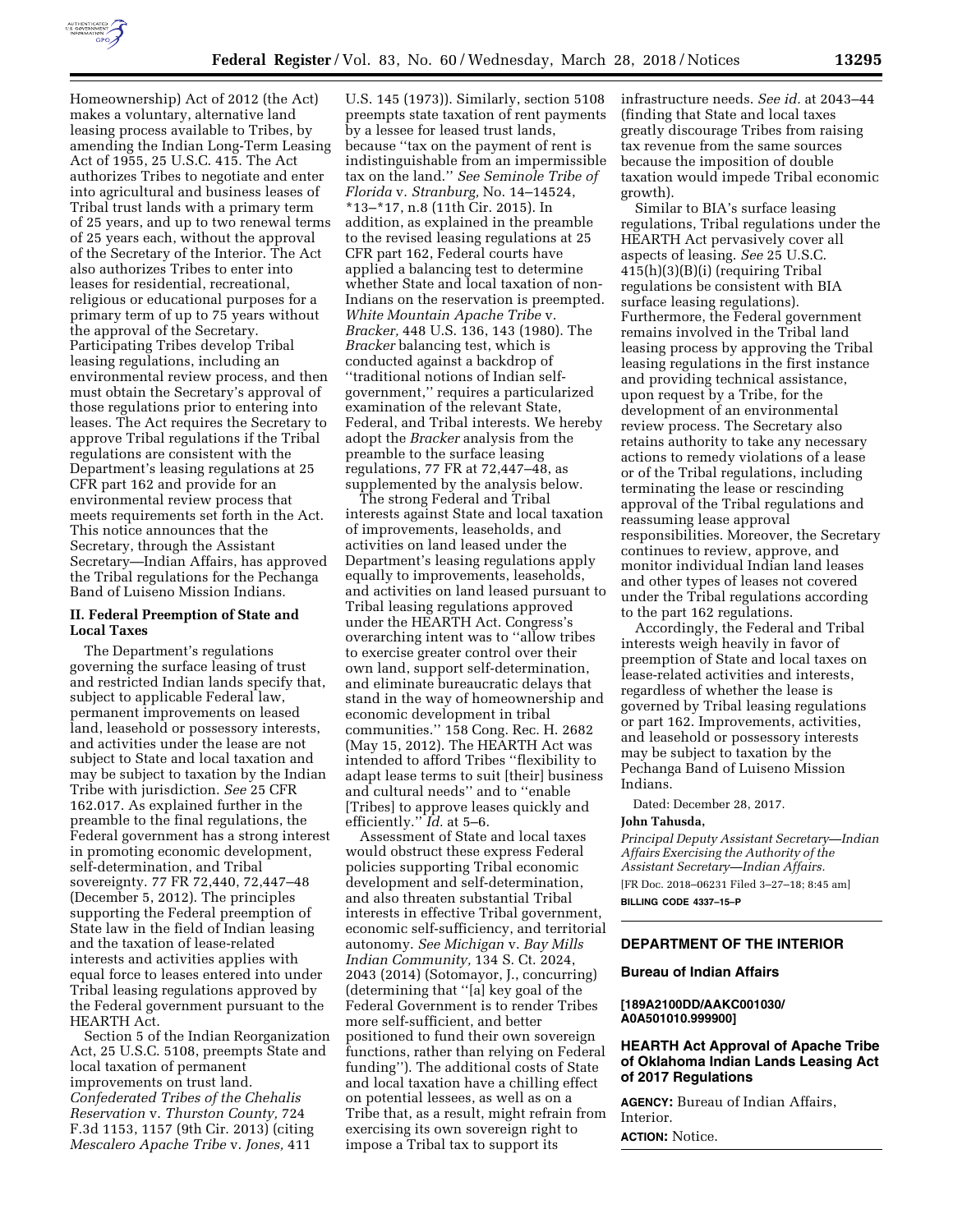Homeownership) Act of 2012 (the Act) makes a voluntary, alternative land leasing process available to Tribes, by amending the Indian Long-Term Leasing Act of 1955, 25 U.S.C. 415. The Act authorizes Tribes to negotiate and enter into agricultural and business leases of Tribal trust lands with a primary term of 25 years, and up to two renewal terms of 25 years each, without the approval of the Secretary of the Interior. The Act also authorizes Tribes to enter into leases for residential, recreational, religious or educational purposes for a primary term of up to 75 years without the approval of the Secretary. Participating Tribes develop Tribal leasing regulations, including an environmental review process, and then must obtain the Secretary's approval of those regulations prior to entering into leases. The Act requires the Secretary to approve Tribal regulations if the Tribal regulations are consistent with the Department's leasing regulations at 25 CFR part 162 and provide for an environmental review process that meets requirements set forth in the Act. This notice announces that the Secretary, through the Assistant Secretary—Indian Affairs, has approved the Tribal regulations for the Pechanga Band of Luiseno Mission Indians.

## II. Federal Preemption of State and Local Taxes

The Department's regulations governing the surface leasing of trust and restricted Indian lands specify that, subject to applicable Federal law, permanent improvements on leased land, leasehold or possessory interests, and activities under the lease are not subject to State and local taxation and may be subject to taxation by the Indian Tribe with jurisdiction. *See* 25 CFR 162.017. As explained further in the preamble to the final regulations, the Federal government has a strong interest in promoting economic development, self-determination, and Tribal sovereignty. 77 FR 72,440, 72,447–48 (December 5, 2012). The principles supporting the Federal preemption of State law in the field of Indian leasing and the taxation of lease-related interests and activities applies with equal force to leases entered into under Tribal leasing regulations approved by the Federal government pursuant to the HEARTH Act.

Section 5 of the Indian Reorganization Act, 25 U.S.C. 5108, preempts State and local taxation of permanent improvements on trust land. *Confederated Tribes of the Chehalis Reservation* v. *Thurston County,* 724 F.3d 1153, 1157 (9th Cir. 2013) (citing *Mescalero Apache Tribe* v. *Jones,* 411 U.S. 145 (1973)). Similarly, section 5108 preempts state taxation of rent payments by a lessee for leased trust lands, because "tax on the payment of rent is indistinguishable from an impermissible tax on the land." *See Seminole Tribe of Florida* v. *Stranburg,* No. 14–14524, *13–*17, n.8 (11th Cir. 2015). In addition, as explained in the preamble to the revised leasing regulations at 25 CFR part 162, Federal courts have applied a balancing test to determine whether State and local taxation of non-Indians on the reservation is preempted. *White Mountain Apache Tribe* v. *Bracker,* 448 U.S. 136, 143 (1980). The *Bracker* balancing test, which is conducted against a backdrop of "traditional notions of Indian self-government," requires a particularized examination of the relevant State, Federal, and Tribal interests. We hereby adopt the *Bracker* analysis from the preamble to the surface leasing regulations, 77 FR at 72,447–48, as supplemented by the analysis below.

The strong Federal and Tribal interests against State and local taxation of improvements, leaseholds, and activities on land leased under the Department's leasing regulations apply equally to improvements, leaseholds, and activities on land leased pursuant to Tribal leasing regulations approved under the HEARTH Act. Congress's overarching intent was to "allow tribes to exercise greater control over their own land, support self-determination, and eliminate bureaucratic delays that stand in the way of homeownership and economic development in tribal communities." 158 Cong. Rec. H. 2682 (May 15, 2012). The HEARTH Act was intended to afford Tribes "flexibility to adapt lease terms to suit [their] business and cultural needs" and to "enable [Tribes] to approve leases quickly and efficiently." *Id.* at 5–6.

Assessment of State and local taxes would obstruct these express Federal policies supporting Tribal economic development and self-determination, and also threaten substantial Tribal interests in effective Tribal government, economic self-sufficiency, and territorial autonomy. *See Michigan* v. *Bay Mills Indian Community,* 134 S. Ct. 2024, 2043 (2014) (Sotomayor, J., concurring) (determining that "[a] key goal of the Federal Government is to render Tribes more self-sufficient, and better positioned to fund their own sovereign functions, rather than relying on Federal funding"). The additional costs of State and local taxation have a chilling effect on potential lessees, as well as on a Tribe that, as a result, might refrain from exercising its own sovereign right to impose a Tribal tax to support its infrastructure needs. *See id.* at 2043–44 (finding that State and local taxes greatly discourage Tribes from raising tax revenue from the same sources because the imposition of double taxation would impede Tribal economic growth).

Similar to BIA's surface leasing regulations, Tribal regulations under the HEARTH Act pervasively cover all aspects of leasing. *See* 25 U.S.C. 415(h)(3)(B)(i) (requiring Tribal regulations be consistent with BIA surface leasing regulations). Furthermore, the Federal government remains involved in the Tribal land leasing process by approving the Tribal leasing regulations in the first instance and providing technical assistance, upon request by a Tribe, for the development of an environmental review process. The Secretary also retains authority to take any necessary actions to remedy violations of a lease or of the Tribal regulations, including terminating the lease or rescinding approval of the Tribal regulations and reassuming lease approval responsibilities. Moreover, the Secretary continues to review, approve, and monitor individual Indian land leases and other types of leases not covered under the Tribal regulations according to the part 162 regulations.

Accordingly, the Federal and Tribal interests weigh heavily in favor of preemption of State and local taxes on lease-related activities and interests, regardless of whether the lease is governed by Tribal leasing regulations or part 162. Improvements, activities, and leasehold or possessory interests may be subject to taxation by the Pechanga Band of Luiseno Mission Indians.

Dated: December 28, 2017.

**John Tahsuda,**

*Principal Deputy Assistant Secretary—Indian Affairs Exercising the Authority of the Assistant Secretary—Indian Affairs.*

[FR Doc. 2018–06231 Filed 3–27–18; 8:45 am]

**BILLING CODE 4337–15–P**

---

## DEPARTMENT OF THE INTERIOR

### Bureau of Indian Affairs

**[189A2100DD/AAKC001030/A0A501010.999900]**

### HEARTH Act Approval of Apache Tribe of Oklahoma Indian Lands Leasing Act of 2017 Regulations

**AGENCY:** Bureau of Indian Affairs, Interior.

**ACTION:** Notice.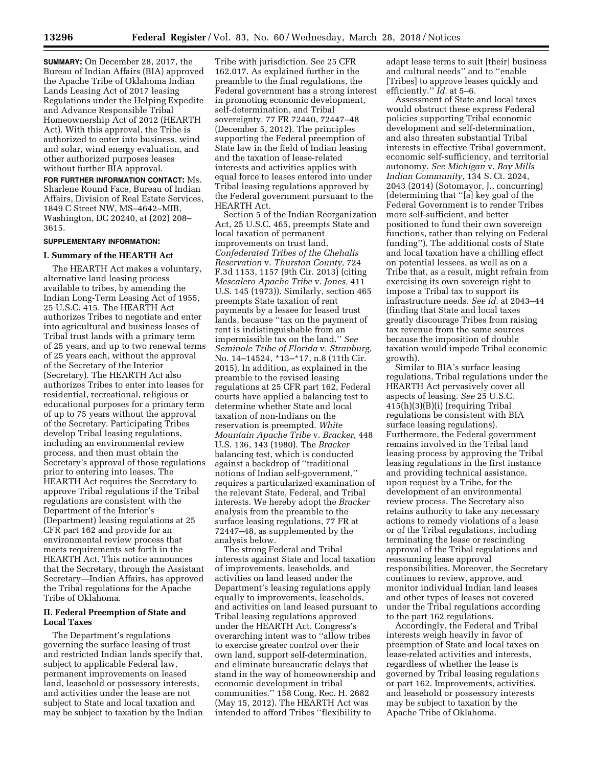**SUMMARY:** On December 28, 2017, the Bureau of Indian Affairs (BIA) approved the Apache Tribe of Oklahoma Indian Lands Leasing Act of 2017 leasing Regulations under the Helping Expedite and Advance Responsible Tribal Homeownership Act of 2012 (HEARTH Act). With this approval, the Tribe is authorized to enter into business, wind and solar, wind energy evaluation, and other authorized purposes leases without further BIA approval.

**FOR FURTHER INFORMATION CONTACT:** Ms. Sharlene Round Face, Bureau of Indian Affairs, Division of Real Estate Services, 1849 C Street NW, MS–4642–MIB, Washington, DC 20240, at (202) 208–3615.

**SUPPLEMENTARY INFORMATION:**

## I. Summary of the HEARTH Act

The HEARTH Act makes a voluntary, alternative land leasing process available to tribes, by amending the Indian Long-Term Leasing Act of 1955, 25 U.S.C. 415. The HEARTH Act authorizes Tribes to negotiate and enter into agricultural and business leases of Tribal trust lands with a primary term of 25 years, and up to two renewal terms of 25 years each, without the approval of the Secretary of the Interior (Secretary). The HEARTH Act also authorizes Tribes to enter into leases for residential, recreational, religious or educational purposes for a primary term of up to 75 years without the approval of the Secretary. Participating Tribes develop Tribal leasing regulations, including an environmental review process, and then must obtain the Secretary's approval of those regulations prior to entering into leases. The HEARTH Act requires the Secretary to approve Tribal regulations if the Tribal regulations are consistent with the Department of the Interior's (Department) leasing regulations at 25 CFR part 162 and provide for an environmental review process that meets requirements set forth in the HEARTH Act. This notice announces that the Secretary, through the Assistant Secretary—Indian Affairs, has approved the Tribal regulations for the Apache Tribe of Oklahoma.

## II. Federal Preemption of State and Local Taxes

The Department's regulations governing the surface leasing of trust and restricted Indian lands specify that, subject to applicable Federal law, permanent improvements on leased land, leasehold or possessory interests, and activities under the lease are not subject to State and local taxation and may be subject to taxation by the Indian Tribe with jurisdiction. See 25 CFR 162.017. As explained further in the preamble to the final regulations, the Federal government has a strong interest in promoting economic development, self-determination, and Tribal sovereignty. 77 FR 72440, 72447–48 (December 5, 2012). The principles supporting the Federal preemption of State law in the field of Indian leasing and the taxation of lease-related interests and activities applies with equal force to leases entered into under Tribal leasing regulations approved by the Federal government pursuant to the HEARTH Act.

Section 5 of the Indian Reorganization Act, 25 U.S.C. 465, preempts State and local taxation of permanent improvements on trust land. *Confederated Tribes of the Chehalis Reservation* v. *Thurston County,* 724 F.3d 1153, 1157 (9th Cir. 2013) (citing *Mescalero Apache Tribe* v. *Jones,* 411 U.S. 145 (1973)). Similarly, section 465 preempts State taxation of rent payments by a lessee for leased trust lands, because ''tax on the payment of rent is indistinguishable from an impermissible tax on the land.'' *See Seminole Tribe of Florida* v. *Stranburg,* No. 14–14524, *13–*17, n.8 (11th Cir. 2015). In addition, as explained in the preamble to the revised leasing regulations at 25 CFR part 162, Federal courts have applied a balancing test to determine whether State and local taxation of non-Indians on the reservation is preempted. *White Mountain Apache Tribe* v. *Bracker,* 448 U.S. 136, 143 (1980). The *Bracker* balancing test, which is conducted against a backdrop of ''traditional notions of Indian self-government,'' requires a particularized examination of the relevant State, Federal, and Tribal interests. We hereby adopt the *Bracker* analysis from the preamble to the surface leasing regulations, 77 FR at 72447–48, as supplemented by the analysis below.

The strong Federal and Tribal interests against State and local taxation of improvements, leaseholds, and activities on land leased under the Department's leasing regulations apply equally to improvements, leaseholds, and activities on land leased pursuant to Tribal leasing regulations approved under the HEARTH Act. Congress's overarching intent was to ''allow tribes to exercise greater control over their own land, support self-determination, and eliminate bureaucratic delays that stand in the way of homeownership and economic development in tribal communities.'' 158 Cong. Rec. H. 2682 (May 15, 2012). The HEARTH Act was intended to afford Tribes ''flexibility to adapt lease terms to suit [their] business and cultural needs'' and to ''enable [Tribes] to approve leases quickly and efficiently.'' *Id.* at 5–6.

Assessment of State and local taxes would obstruct these express Federal policies supporting Tribal economic development and self-determination, and also threaten substantial Tribal interests in effective Tribal government, economic self-sufficiency, and territorial autonomy. *See Michigan* v. *Bay Mills Indian Community,* 134 S. Ct. 2024, 2043 (2014) (Sotomayor, J., concurring) (determining that ''[a] key goal of the Federal Government is to render Tribes more self-sufficient, and better positioned to fund their own sovereign functions, rather than relying on Federal funding''). The additional costs of State and local taxation have a chilling effect on potential lessees, as well as on a Tribe that, as a result, might refrain from exercising its own sovereign right to impose a Tribal tax to support its infrastructure needs. *See id.* at 2043–44 (finding that State and local taxes greatly discourage Tribes from raising tax revenue from the same sources because the imposition of double taxation would impede Tribal economic growth).

Similar to BIA's surface leasing regulations, Tribal regulations under the HEARTH Act pervasively cover all aspects of leasing. *See* 25 U.S.C. 415(h)(3)(B)(i) (requiring Tribal regulations be consistent with BIA surface leasing regulations). Furthermore, the Federal government remains involved in the Tribal land leasing process by approving the Tribal leasing regulations in the first instance and providing technical assistance, upon request by a Tribe, for the development of an environmental review process. The Secretary also retains authority to take any necessary actions to remedy violations of a lease or of the Tribal regulations, including terminating the lease or rescinding approval of the Tribal regulations and reassuming lease approval responsibilities. Moreover, the Secretary continues to review, approve, and monitor individual Indian land leases and other types of leases not covered under the Tribal regulations according to the part 162 regulations.

Accordingly, the Federal and Tribal interests weigh heavily in favor of preemption of State and local taxes on lease-related activities and interests, regardless of whether the lease is governed by Tribal leasing regulations or part 162. Improvements, activities, and leasehold or possessory interests may be subject to taxation by the Apache Tribe of Oklahoma.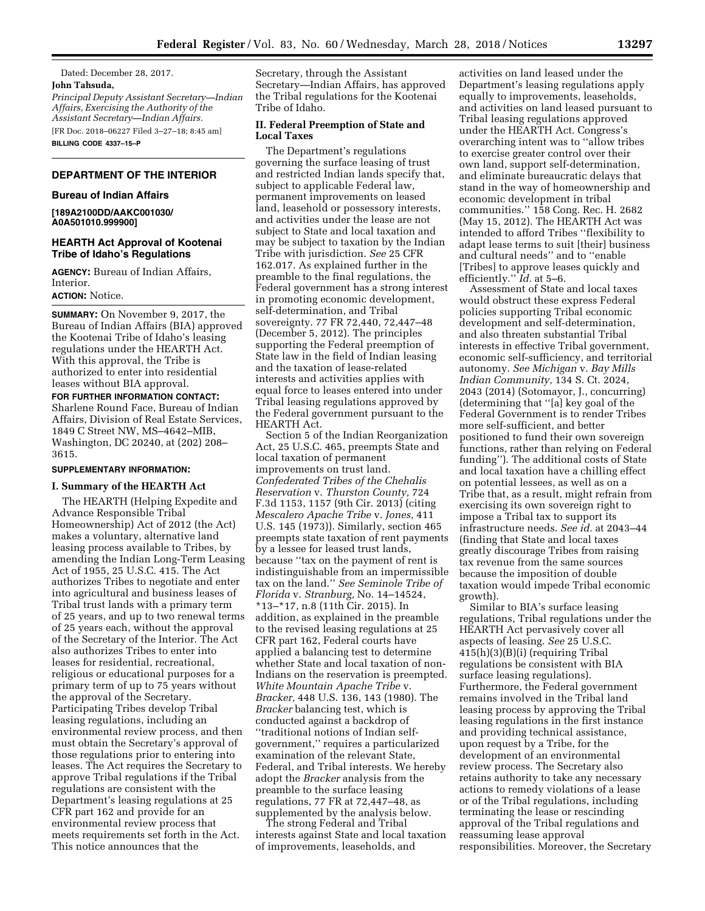Dated: December 28, 2017.

**John Tahsuda,**

*Principal Deputy Assistant Secretary—Indian Affairs, Exercising the Authority of the Assistant Secretary—Indian Affairs.*

[FR Doc. 2018–06227 Filed 3–27–18; 8:45 am]

**BILLING CODE 4337–15–P**

## DEPARTMENT OF THE INTERIOR

### Bureau of Indian Affairs

**[189A2100DD/AAKC001030/A0A501010.999900]**

### HEARTH Act Approval of Kootenai Tribe of Idaho's Regulations

**AGENCY:** Bureau of Indian Affairs, Interior.

**ACTION:** Notice.

**SUMMARY:** On November 9, 2017, the Bureau of Indian Affairs (BIA) approved the Kootenai Tribe of Idaho's leasing regulations under the HEARTH Act. With this approval, the Tribe is authorized to enter into residential leases without BIA approval.

**FOR FURTHER INFORMATION CONTACT:** Sharlene Round Face, Bureau of Indian Affairs, Division of Real Estate Services, 1849 C Street NW, MS–4642–MIB, Washington, DC 20240, at (202) 208–3615.

**SUPPLEMENTARY INFORMATION:**

#### I. Summary of the HEARTH Act

The HEARTH (Helping Expedite and Advance Responsible Tribal Homeownership) Act of 2012 (the Act) makes a voluntary, alternative land leasing process available to Tribes, by amending the Indian Long-Term Leasing Act of 1955, 25 U.S.C. 415. The Act authorizes Tribes to negotiate and enter into agricultural and business leases of Tribal trust lands with a primary term of 25 years, and up to two renewal terms of 25 years each, without the approval of the Secretary of the Interior. The Act also authorizes Tribes to enter into leases for residential, recreational, religious or educational purposes for a primary term of up to 75 years without the approval of the Secretary. Participating Tribes develop Tribal leasing regulations, including an environmental review process, and then must obtain the Secretary's approval of those regulations prior to entering into leases. The Act requires the Secretary to approve Tribal regulations if the Tribal regulations are consistent with the Department's leasing regulations at 25 CFR part 162 and provide for an environmental review process that meets requirements set forth in the Act. This notice announces that the Secretary, through the Assistant Secretary—Indian Affairs, has approved the Tribal regulations for the Kootenai Tribe of Idaho.

#### II. Federal Preemption of State and Local Taxes

The Department's regulations governing the surface leasing of trust and restricted Indian lands specify that, subject to applicable Federal law, permanent improvements on leased land, leasehold or possessory interests, and activities under the lease are not subject to State and local taxation and may be subject to taxation by the Indian Tribe with jurisdiction. *See* 25 CFR 162.017. As explained further in the preamble to the final regulations, the Federal government has a strong interest in promoting economic development, self-determination, and Tribal sovereignty. 77 FR 72,440, 72,447–48 (December 5, 2012). The principles supporting the Federal preemption of State law in the field of Indian leasing and the taxation of lease-related interests and activities applies with equal force to leases entered into under Tribal leasing regulations approved by the Federal government pursuant to the HEARTH Act.

Section 5 of the Indian Reorganization Act, 25 U.S.C. 465, preempts State and local taxation of permanent improvements on trust land. *Confederated Tribes of the Chehalis Reservation* v. *Thurston County,* 724 F.3d 1153, 1157 (9th Cir. 2013) (citing *Mescalero Apache Tribe* v. *Jones,* 411 U.S. 145 (1973)). Similarly, section 465 preempts state taxation of rent payments by a lessee for leased trust lands, because "tax on the payment of rent is indistinguishable from an impermissible tax on the land." *See Seminole Tribe of Florida* v. *Stranburg,* No. 14–14524, *13–*17, n.8 (11th Cir. 2015). In addition, as explained in the preamble to the revised leasing regulations at 25 CFR part 162, Federal courts have applied a balancing test to determine whether State and local taxation of non-Indians on the reservation is preempted. *White Mountain Apache Tribe* v. *Bracker,* 448 U.S. 136, 143 (1980). The *Bracker* balancing test, which is conducted against a backdrop of "traditional notions of Indian self-government," requires a particularized examination of the relevant State, Federal, and Tribal interests. We hereby adopt the *Bracker* analysis from the preamble to the surface leasing regulations, 77 FR at 72,447–48, as supplemented by the analysis below.

The strong Federal and Tribal interests against State and local taxation of improvements, leaseholds, and activities on land leased under the Department's leasing regulations apply equally to improvements, leaseholds, and activities on land leased pursuant to Tribal leasing regulations approved under the HEARTH Act. Congress's overarching intent was to "allow tribes to exercise greater control over their own land, support self-determination, and eliminate bureaucratic delays that stand in the way of homeownership and economic development in tribal communities." 158 Cong. Rec. H. 2682 (May 15, 2012). The HEARTH Act was intended to afford Tribes "flexibility to adapt lease terms to suit [their] business and cultural needs" and to "enable [Tribes] to approve leases quickly and efficiently." *Id.* at 5–6.

Assessment of State and local taxes would obstruct these express Federal policies supporting Tribal economic development and self-determination, and also threaten substantial Tribal interests in effective Tribal government, economic self-sufficiency, and territorial autonomy. *See Michigan* v. *Bay Mills Indian Community,* 134 S. Ct. 2024, 2043 (2014) (Sotomayor, J., concurring) (determining that "[a] key goal of the Federal Government is to render Tribes more self-sufficient, and better positioned to fund their own sovereign functions, rather than relying on Federal funding"). The additional costs of State and local taxation have a chilling effect on potential lessees, as well as on a Tribe that, as a result, might refrain from exercising its own sovereign right to impose a Tribal tax to support its infrastructure needs. *See id.* at 2043–44 (finding that State and local taxes greatly discourage Tribes from raising tax revenue from the same sources because the imposition of double taxation would impede Tribal economic growth).

Similar to BIA's surface leasing regulations, Tribal regulations under the HEARTH Act pervasively cover all aspects of leasing. *See* 25 U.S.C. 415(h)(3)(B)(i) (requiring Tribal regulations be consistent with BIA surface leasing regulations). Furthermore, the Federal government remains involved in the Tribal land leasing process by approving the Tribal leasing regulations in the first instance and providing technical assistance, upon request by a Tribe, for the development of an environmental review process. The Secretary also retains authority to take any necessary actions to remedy violations of a lease or of the Tribal regulations, including terminating the lease or rescinding approval of the Tribal regulations and reassuming lease approval responsibilities. Moreover, the Secretary